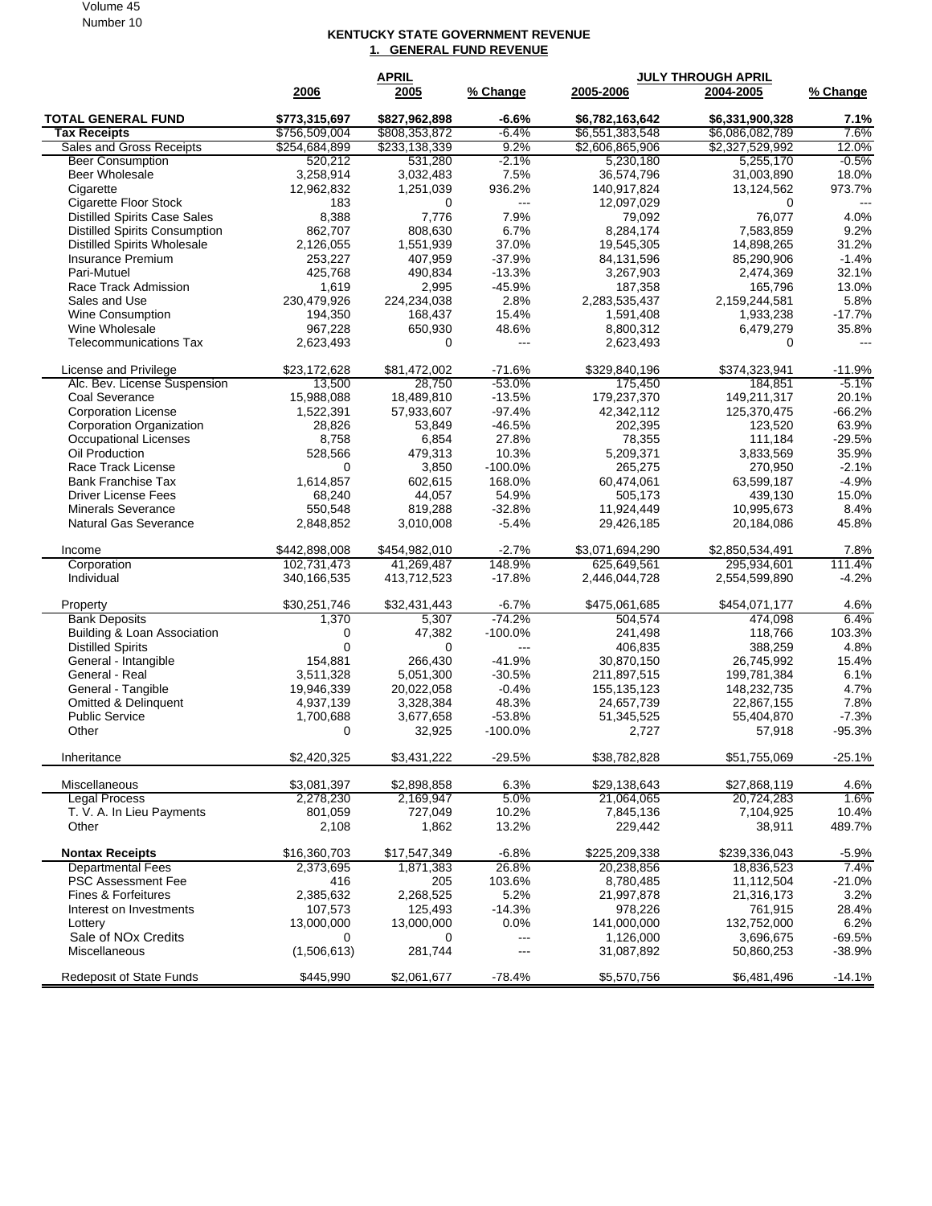Volume 45
Number 10

## KENTUCKY STATE GOVERNMENT REVENUE

### 1. GENERAL FUND REVENUE

| | APRIL | | | JULY THROUGH APRIL | | |
|---|---|---|---|---|---|---|
| | 2006 | 2005 | % Change | 2005-2006 | 2004-2005 | % Change |
| **TOTAL GENERAL FUND** | **$773,315,697** | **$827,962,898** | **-6.6%** | **$6,782,163,642** | **$6,331,900,328** | **7.1%** |
| **Tax Receipts** | $756,509,004 | $808,353,872 | -6.4% | $6,551,383,548 | $6,086,082,789 | 7.6% |
| Sales and Gross Receipts | $254,684,899 | $233,138,339 | 9.2% | $2,606,865,906 | $2,327,529,992 | 12.0% |
| Beer Consumption | 520,212 | 531,280 | -2.1% | 5,230,180 | 5,255,170 | -0.5% |
| Beer Wholesale | 3,258,914 | 3,032,483 | 7.5% | 36,574,796 | 31,003,890 | 18.0% |
| Cigarette | 12,962,832 | 1,251,039 | 936.2% | 140,917,824 | 13,124,562 | 973.7% |
| Cigarette Floor Stock | 183 | 0 | --- | 12,097,029 | 0 | --- |
| Distilled Spirits Case Sales | 8,388 | 7,776 | 7.9% | 79,092 | 76,077 | 4.0% |
| Distilled Spirits Consumption | 862,707 | 808,630 | 6.7% | 8,284,174 | 7,583,859 | 9.2% |
| Distilled Spirits Wholesale | 2,126,055 | 1,551,939 | 37.0% | 19,545,305 | 14,898,265 | 31.2% |
| Insurance Premium | 253,227 | 407,959 | -37.9% | 84,131,596 | 85,290,906 | -1.4% |
| Pari-Mutuel | 425,768 | 490,834 | -13.3% | 3,267,903 | 2,474,369 | 32.1% |
| Race Track Admission | 1,619 | 2,995 | -45.9% | 187,358 | 165,796 | 13.0% |
| Sales and Use | 230,479,926 | 224,234,038 | 2.8% | 2,283,535,437 | 2,159,244,581 | 5.8% |
| Wine Consumption | 194,350 | 168,437 | 15.4% | 1,591,408 | 1,933,238 | -17.7% |
| Wine Wholesale | 967,228 | 650,930 | 48.6% | 8,800,312 | 6,479,279 | 35.8% |
| Telecommunications Tax | 2,623,493 | 0 | --- | 2,623,493 | 0 | --- |
| License and Privilege | $23,172,628 | $81,472,002 | -71.6% | $329,840,196 | $374,323,941 | -11.9% |
| Alc. Bev. License Suspension | 13,500 | 28,750 | -53.0% | 175,450 | 184,851 | -5.1% |
| Coal Severance | 15,988,088 | 18,489,810 | -13.5% | 179,237,370 | 149,211,317 | 20.1% |
| Corporation License | 1,522,391 | 57,933,607 | -97.4% | 42,342,112 | 125,370,475 | -66.2% |
| Corporation Organization | 28,826 | 53,849 | -46.5% | 202,395 | 123,520 | 63.9% |
| Occupational Licenses | 8,758 | 6,854 | 27.8% | 78,355 | 111,184 | -29.5% |
| Oil Production | 528,566 | 479,313 | 10.3% | 5,209,371 | 3,833,569 | 35.9% |
| Race Track License | 0 | 3,850 | -100.0% | 265,275 | 270,950 | -2.1% |
| Bank Franchise Tax | 1,614,857 | 602,615 | 168.0% | 60,474,061 | 63,599,187 | -4.9% |
| Driver License Fees | 68,240 | 44,057 | 54.9% | 505,173 | 439,130 | 15.0% |
| Minerals Severance | 550,548 | 819,288 | -32.8% | 11,924,449 | 10,995,673 | 8.4% |
| Natural Gas Severance | 2,848,852 | 3,010,008 | -5.4% | 29,426,185 | 20,184,086 | 45.8% |
| Income | $442,898,008 | $454,982,010 | -2.7% | $3,071,694,290 | $2,850,534,491 | 7.8% |
| Corporation | 102,731,473 | 41,269,487 | 148.9% | 625,649,561 | 295,934,601 | 111.4% |
| Individual | 340,166,535 | 413,712,523 | -17.8% | 2,446,044,728 | 2,554,599,890 | -4.2% |
| Property | $30,251,746 | $32,431,443 | -6.7% | $475,061,685 | $454,071,177 | 4.6% |
| Bank Deposits | 1,370 | 5,307 | -74.2% | 504,574 | 474,098 | 6.4% |
| Building & Loan Association | 0 | 47,382 | -100.0% | 241,498 | 118,766 | 103.3% |
| Distilled Spirits | 0 | 0 | --- | 406,835 | 388,259 | 4.8% |
| General - Intangible | 154,881 | 266,430 | -41.9% | 30,870,150 | 26,745,992 | 15.4% |
| General - Real | 3,511,328 | 5,051,300 | -30.5% | 211,897,515 | 199,781,384 | 6.1% |
| General - Tangible | 19,946,339 | 20,022,058 | -0.4% | 155,135,123 | 148,232,735 | 4.7% |
| Omitted & Delinquent | 4,937,139 | 3,328,384 | 48.3% | 24,657,739 | 22,867,155 | 7.8% |
| Public Service | 1,700,688 | 3,677,658 | -53.8% | 51,345,525 | 55,404,870 | -7.3% |
| Other | 0 | 32,925 | -100.0% | 2,727 | 57,918 | -95.3% |
| Inheritance | $2,420,325 | $3,431,222 | -29.5% | $38,782,828 | $51,755,069 | -25.1% |
| Miscellaneous | $3,081,397 | $2,898,858 | 6.3% | $29,138,643 | $27,868,119 | 4.6% |
| Legal Process | 2,278,230 | 2,169,947 | 5.0% | 21,064,065 | 20,724,283 | 1.6% |
| T. V. A. In Lieu Payments | 801,059 | 727,049 | 10.2% | 7,845,136 | 7,104,925 | 10.4% |
| Other | 2,108 | 1,862 | 13.2% | 229,442 | 38,911 | 489.7% |
| **Nontax Receipts** | $16,360,703 | $17,547,349 | -6.8% | $225,209,338 | $239,336,043 | -5.9% |
| Departmental Fees | 2,373,695 | 1,871,383 | 26.8% | 20,238,856 | 18,836,523 | 7.4% |
| PSC Assessment Fee | 416 | 205 | 103.6% | 8,780,485 | 11,112,504 | -21.0% |
| Fines & Forfeitures | 2,385,632 | 2,268,525 | 5.2% | 21,997,878 | 21,316,173 | 3.2% |
| Interest on Investments | 107,573 | 125,493 | -14.3% | 978,226 | 761,915 | 28.4% |
| Lottery | 13,000,000 | 13,000,000 | 0.0% | 141,000,000 | 132,752,000 | 6.2% |
| Sale of NOx Credits | 0 | 0 | --- | 1,126,000 | 3,696,675 | -69.5% |
| Miscellaneous | (1,506,613) | 281,744 | --- | 31,087,892 | 50,860,253 | -38.9% |
| Redeposit of State Funds | $445,990 | $2,061,677 | -78.4% | $5,570,756 | $6,481,496 | -14.1% |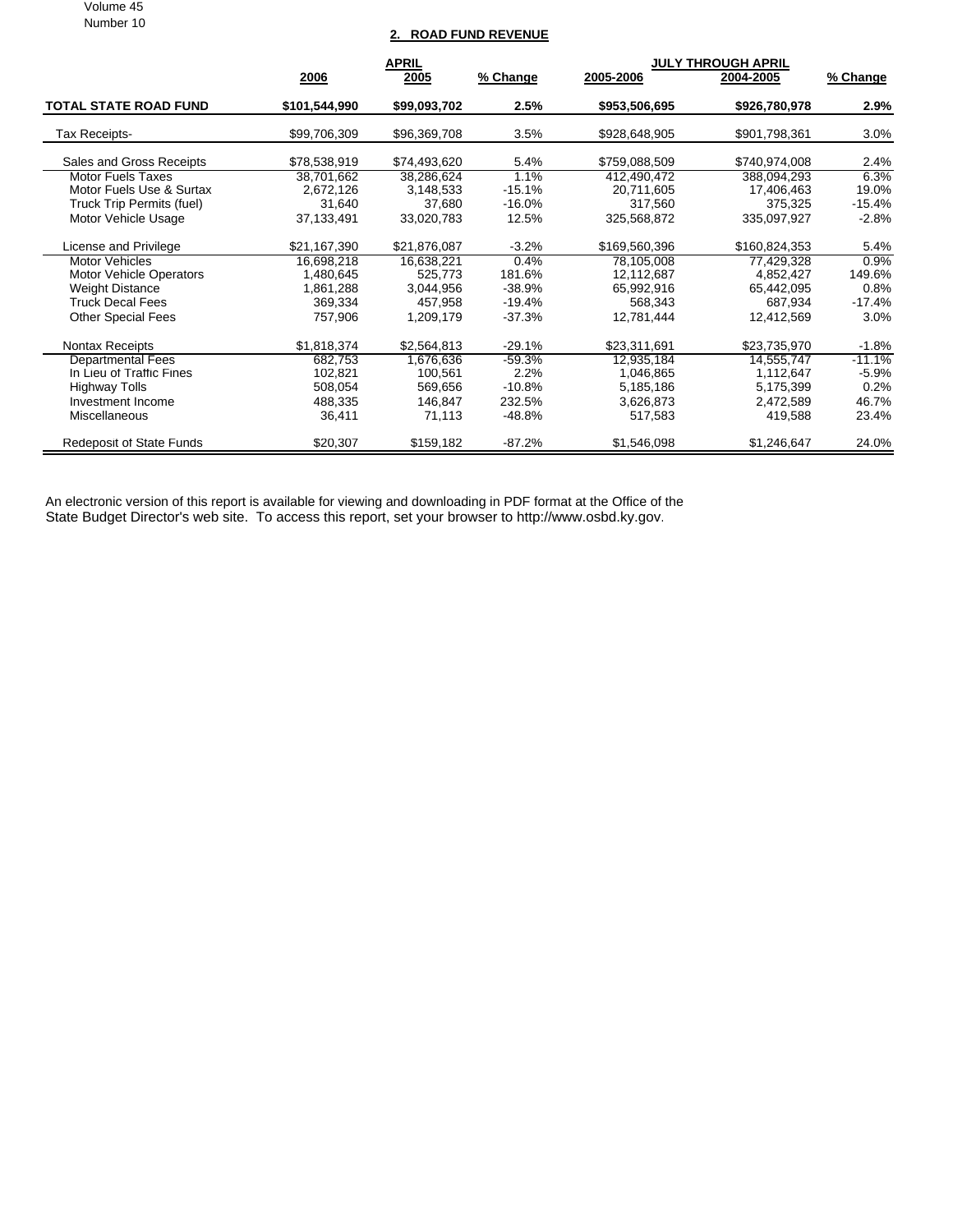## 2. ROAD FUND REVENUE

| | APRIL 2006 | APRIL 2005 | % Change | JULY THROUGH APRIL 2005-2006 | JULY THROUGH APRIL 2004-2005 | % Change |
|---|---|---|---|---|---|---|
| **TOTAL STATE ROAD FUND** | **$101,544,990** | **$99,093,702** | **2.5%** | **$953,506,695** | **$926,780,978** | **2.9%** |
| Tax Receipts- | $99,706,309 | $96,369,708 | 3.5% | $928,648,905 | $901,798,361 | 3.0% |
| Sales and Gross Receipts | $78,538,919 | $74,493,620 | 5.4% | $759,088,509 | $740,974,008 | 2.4% |
| Motor Fuels Taxes | 38,701,662 | 38,286,624 | 1.1% | 412,490,472 | 388,094,293 | 6.3% |
| Motor Fuels Use & Surtax | 2,672,126 | 3,148,533 | -15.1% | 20,711,605 | 17,406,463 | 19.0% |
| Truck Trip Permits (fuel) | 31,640 | 37,680 | -16.0% | 317,560 | 375,325 | -15.4% |
| Motor Vehicle Usage | 37,133,491 | 33,020,783 | 12.5% | 325,568,872 | 335,097,927 | -2.8% |
| License and Privilege | $21,167,390 | $21,876,087 | -3.2% | $169,560,396 | $160,824,353 | 5.4% |
| Motor Vehicles | 16,698,218 | 16,638,221 | 0.4% | 78,105,008 | 77,429,328 | 0.9% |
| Motor Vehicle Operators | 1,480,645 | 525,773 | 181.6% | 12,112,687 | 4,852,427 | 149.6% |
| Weight Distance | 1,861,288 | 3,044,956 | -38.9% | 65,992,916 | 65,442,095 | 0.8% |
| Truck Decal Fees | 369,334 | 457,958 | -19.4% | 568,343 | 687,934 | -17.4% |
| Other Special Fees | 757,906 | 1,209,179 | -37.3% | 12,781,444 | 12,412,569 | 3.0% |
| Nontax Receipts | $1,818,374 | $2,564,813 | -29.1% | $23,311,691 | $23,735,970 | -1.8% |
| Departmental Fees | 682,753 | 1,676,636 | -59.3% | 12,935,184 | 14,555,747 | -11.1% |
| In Lieu of Traffic Fines | 102,821 | 100,561 | 2.2% | 1,046,865 | 1,112,647 | -5.9% |
| Highway Tolls | 508,054 | 569,656 | -10.8% | 5,185,186 | 5,175,399 | 0.2% |
| Investment Income | 488,335 | 146,847 | 232.5% | 3,626,873 | 2,472,589 | 46.7% |
| Miscellaneous | 36,411 | 71,113 | -48.8% | 517,583 | 419,588 | 23.4% |
| Redeposit of State Funds | $20,307 | $159,182 | -87.2% | $1,546,098 | $1,246,647 | 24.0% |

An electronic version of this report is available for viewing and downloading in PDF format at the Office of the State Budget Director's web site. To access this report, set your browser to http://www.osbd.ky.gov.